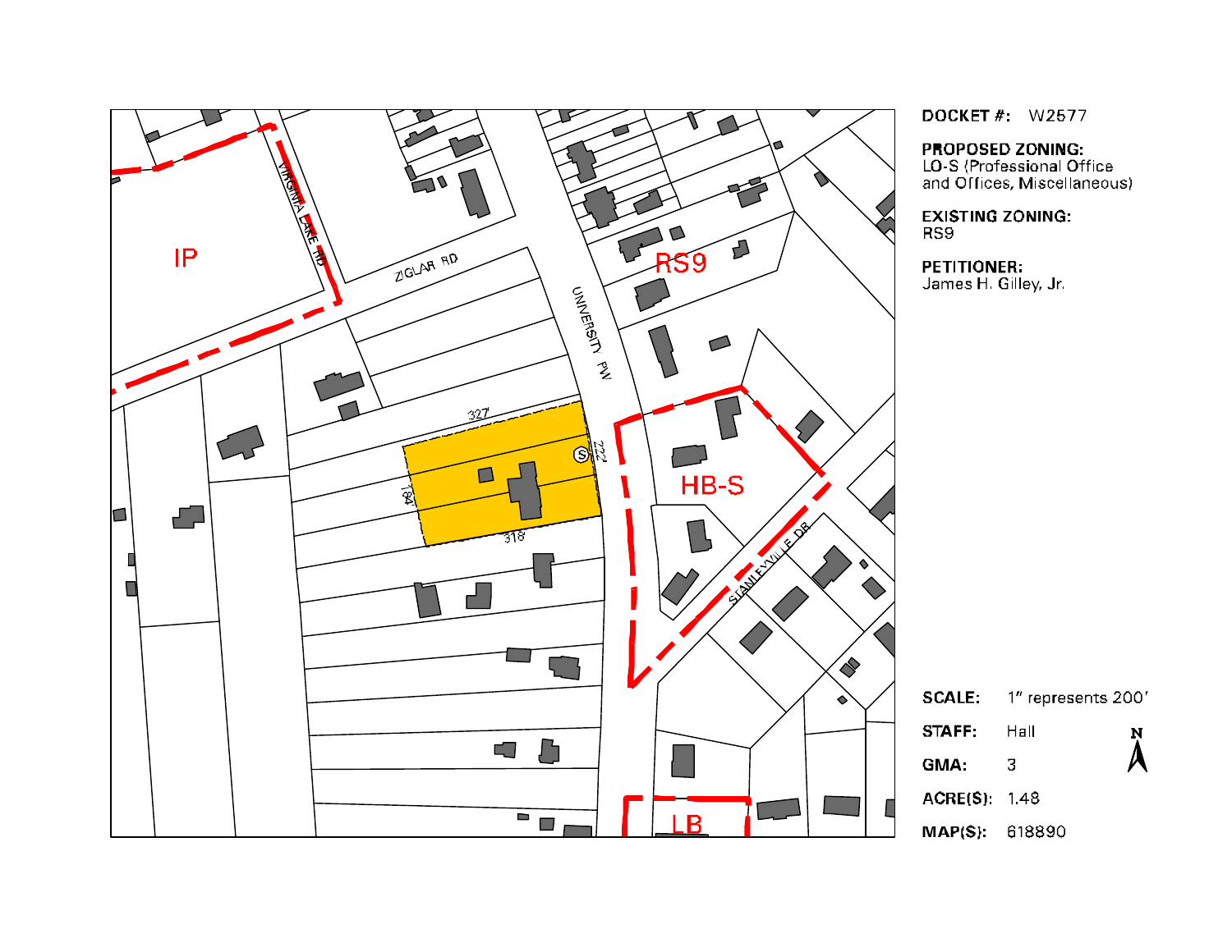**DOCKET #:** W2577

**PROPOSED ZONING:**
LO-S (Professional Office and Offices, Miscellaneous)

**EXISTING ZONING:**
RS9

**PETITIONER:**
James H. Gilley, Jr.

IP

RS9

HB-S

LB

ZIGLAR RD

VIRGINIA LAKE RD

UNIVERSITY PW

STANLEYVILLE DR

327'

222'

184'

318'

**SCALE:** 1" represents 200'

**STAFF:** Hall

**GMA:** 3

**ACRE(S):** 1.48

**MAP(S):** 618890

N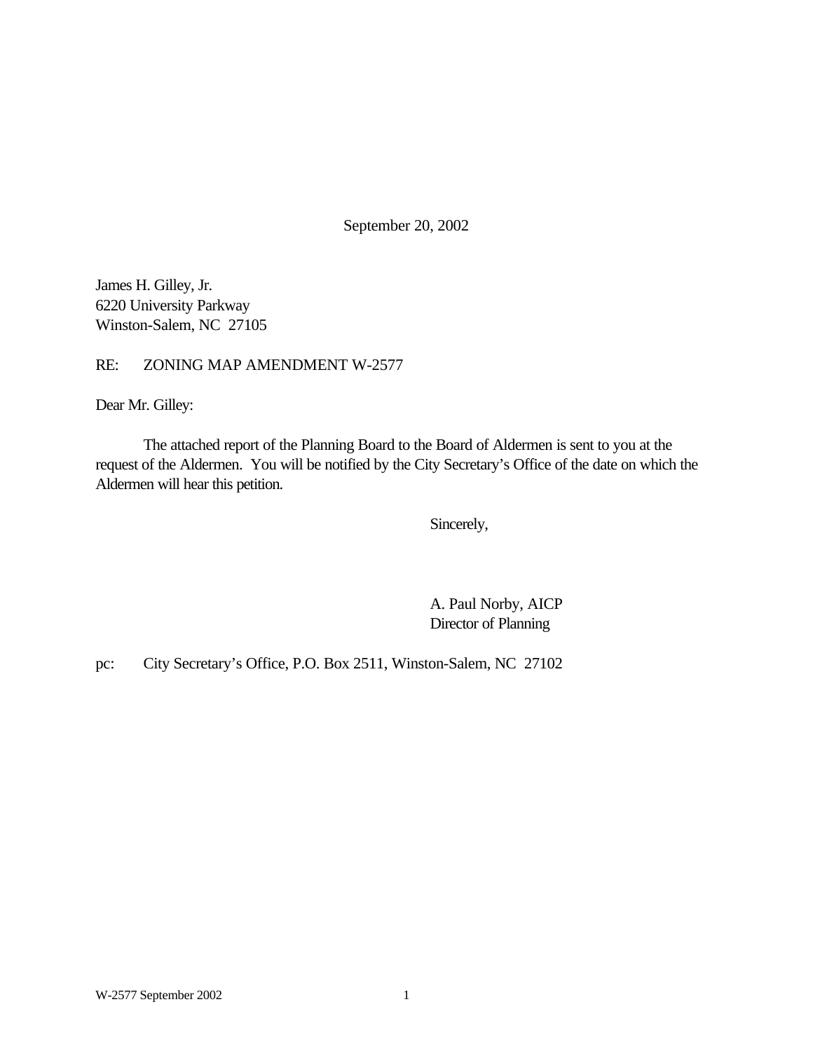September 20, 2002

James H. Gilley, Jr.
6220 University Parkway
Winston-Salem, NC 27105

RE: ZONING MAP AMENDMENT W-2577

Dear Mr. Gilley:

The attached report of the Planning Board to the Board of Aldermen is sent to you at the request of the Aldermen. You will be notified by the City Secretary's Office of the date on which the Aldermen will hear this petition.

Sincerely,

A. Paul Norby, AICP
Director of Planning

pc: City Secretary's Office, P.O. Box 2511, Winston-Salem, NC 27102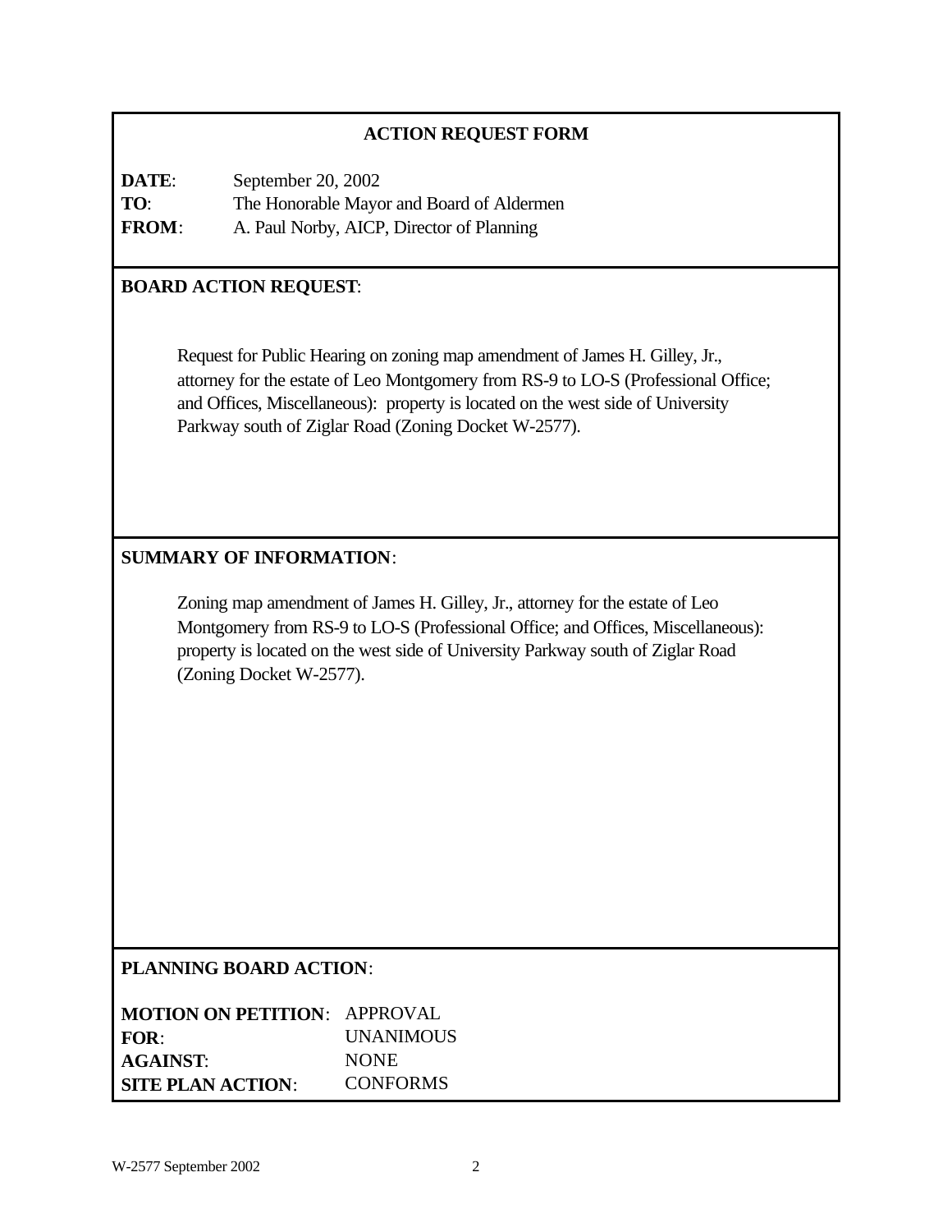## ACTION REQUEST FORM

**DATE**: September 20, 2002
**TO**: The Honorable Mayor and Board of Aldermen
**FROM**: A. Paul Norby, AICP, Director of Planning

**BOARD ACTION REQUEST**:

Request for Public Hearing on zoning map amendment of James H. Gilley, Jr., attorney for the estate of Leo Montgomery from RS-9 to LO-S (Professional Office; and Offices, Miscellaneous): property is located on the west side of University Parkway south of Ziglar Road (Zoning Docket W-2577).

**SUMMARY OF INFORMATION**:

Zoning map amendment of James H. Gilley, Jr., attorney for the estate of Leo Montgomery from RS-9 to LO-S (Professional Office; and Offices, Miscellaneous): property is located on the west side of University Parkway south of Ziglar Road (Zoning Docket W-2577).

**PLANNING BOARD ACTION**:

**MOTION ON PETITION**: APPROVAL
**FOR**: UNANIMOUS
**AGAINST**: NONE
**SITE PLAN ACTION**: CONFORMS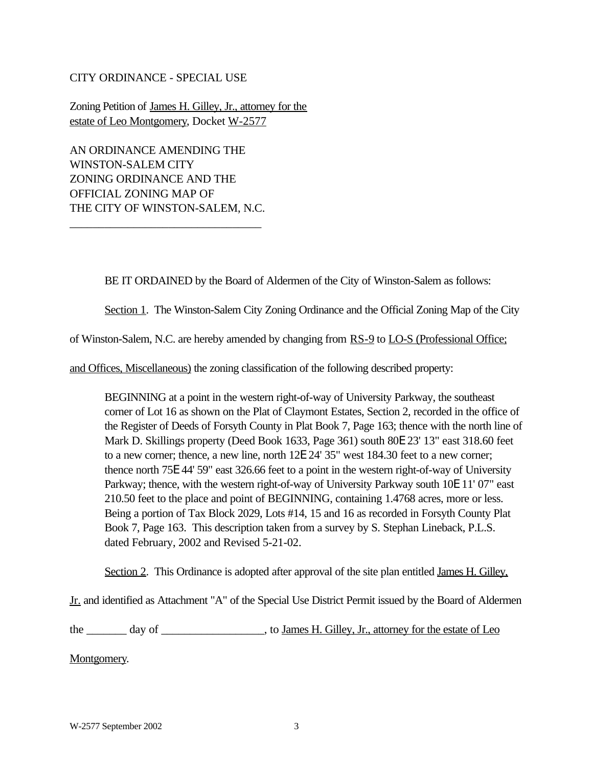CITY ORDINANCE - SPECIAL USE

Zoning Petition of James H. Gilley, Jr., attorney for the estate of Leo Montgomery, Docket W-2577

AN ORDINANCE AMENDING THE WINSTON-SALEM CITY ZONING ORDINANCE AND THE OFFICIAL ZONING MAP OF THE CITY OF WINSTON-SALEM, N.C.

---

BE IT ORDAINED by the Board of Aldermen of the City of Winston-Salem as follows:

Section 1. The Winston-Salem City Zoning Ordinance and the Official Zoning Map of the City of Winston-Salem, N.C. are hereby amended by changing from RS-9 to LO-S (Professional Office; and Offices, Miscellaneous) the zoning classification of the following described property:

> BEGINNING at a point in the western right-of-way of University Parkway, the southeast corner of Lot 16 as shown on the Plat of Claymont Estates, Section 2, recorded in the office of the Register of Deeds of Forsyth County in Plat Book 7, Page 163; thence with the north line of Mark D. Skillings property (Deed Book 1633, Page 361) south 80E 23' 13" east 318.60 feet to a new corner; thence, a new line, north 12E 24' 35" west 184.30 feet to a new corner; thence north 75E 44' 59" east 326.66 feet to a point in the western right-of-way of University Parkway; thence, with the western right-of-way of University Parkway south 10E 11' 07" east 210.50 feet to the place and point of BEGINNING, containing 1.4768 acres, more or less. Being a portion of Tax Block 2029, Lots #14, 15 and 16 as recorded in Forsyth County Plat Book 7, Page 163. This description taken from a survey by S. Stephan Lineback, P.L.S. dated February, 2002 and Revised 5-21-02.

Section 2. This Ordinance is adopted after approval of the site plan entitled James H. Gilley, Jr. and identified as Attachment "A" of the Special Use District Permit issued by the Board of Aldermen the _______ day of __________________, to James H. Gilley, Jr., attorney for the estate of Leo Montgomery.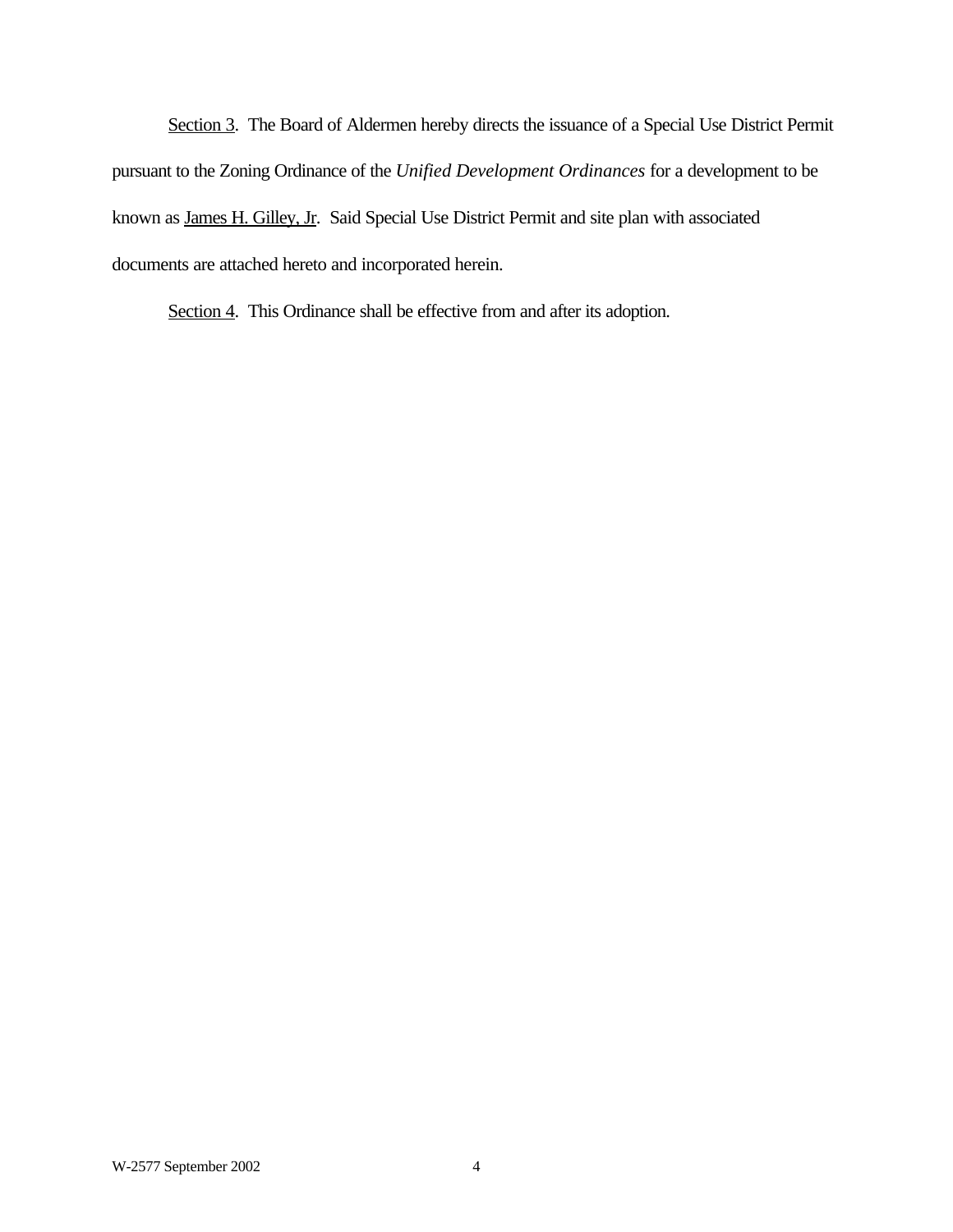Section 3. The Board of Aldermen hereby directs the issuance of a Special Use District Permit pursuant to the Zoning Ordinance of the *Unified Development Ordinances* for a development to be known as James H. Gilley, Jr. Said Special Use District Permit and site plan with associated documents are attached hereto and incorporated herein.

Section 4. This Ordinance shall be effective from and after its adoption.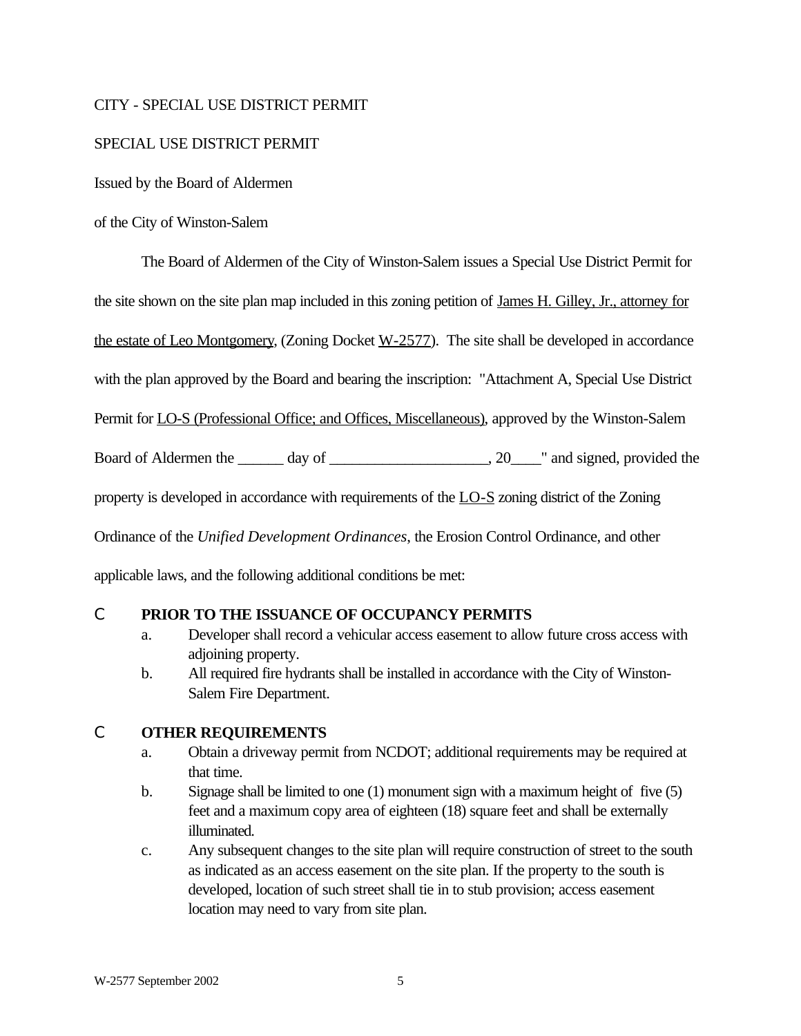CITY - SPECIAL USE DISTRICT PERMIT

SPECIAL USE DISTRICT PERMIT

Issued by the Board of Aldermen

of the City of Winston-Salem

The Board of Aldermen of the City of Winston-Salem issues a Special Use District Permit for the site shown on the site plan map included in this zoning petition of James H. Gilley, Jr., attorney for the estate of Leo Montgomery, (Zoning Docket W-2577). The site shall be developed in accordance with the plan approved by the Board and bearing the inscription: "Attachment A, Special Use District Permit for LO-S (Professional Office; and Offices, Miscellaneous), approved by the Winston-Salem Board of Aldermen the ______ day of ____________________, 20____" and signed, provided the property is developed in accordance with requirements of the LO-S zoning district of the Zoning Ordinance of the *Unified Development Ordinances*, the Erosion Control Ordinance, and other applicable laws, and the following additional conditions be met:

- **PRIOR TO THE ISSUANCE OF OCCUPANCY PERMITS**
  a. Developer shall record a vehicular access easement to allow future cross access with adjoining property.
  b. All required fire hydrants shall be installed in accordance with the City of Winston-Salem Fire Department.

- **OTHER REQUIREMENTS**
  a. Obtain a driveway permit from NCDOT; additional requirements may be required at that time.
  b. Signage shall be limited to one (1) monument sign with a maximum height of five (5) feet and a maximum copy area of eighteen (18) square feet and shall be externally illuminated.
  c. Any subsequent changes to the site plan will require construction of street to the south as indicated as an access easement on the site plan. If the property to the south is developed, location of such street shall tie in to stub provision; access easement location may need to vary from site plan.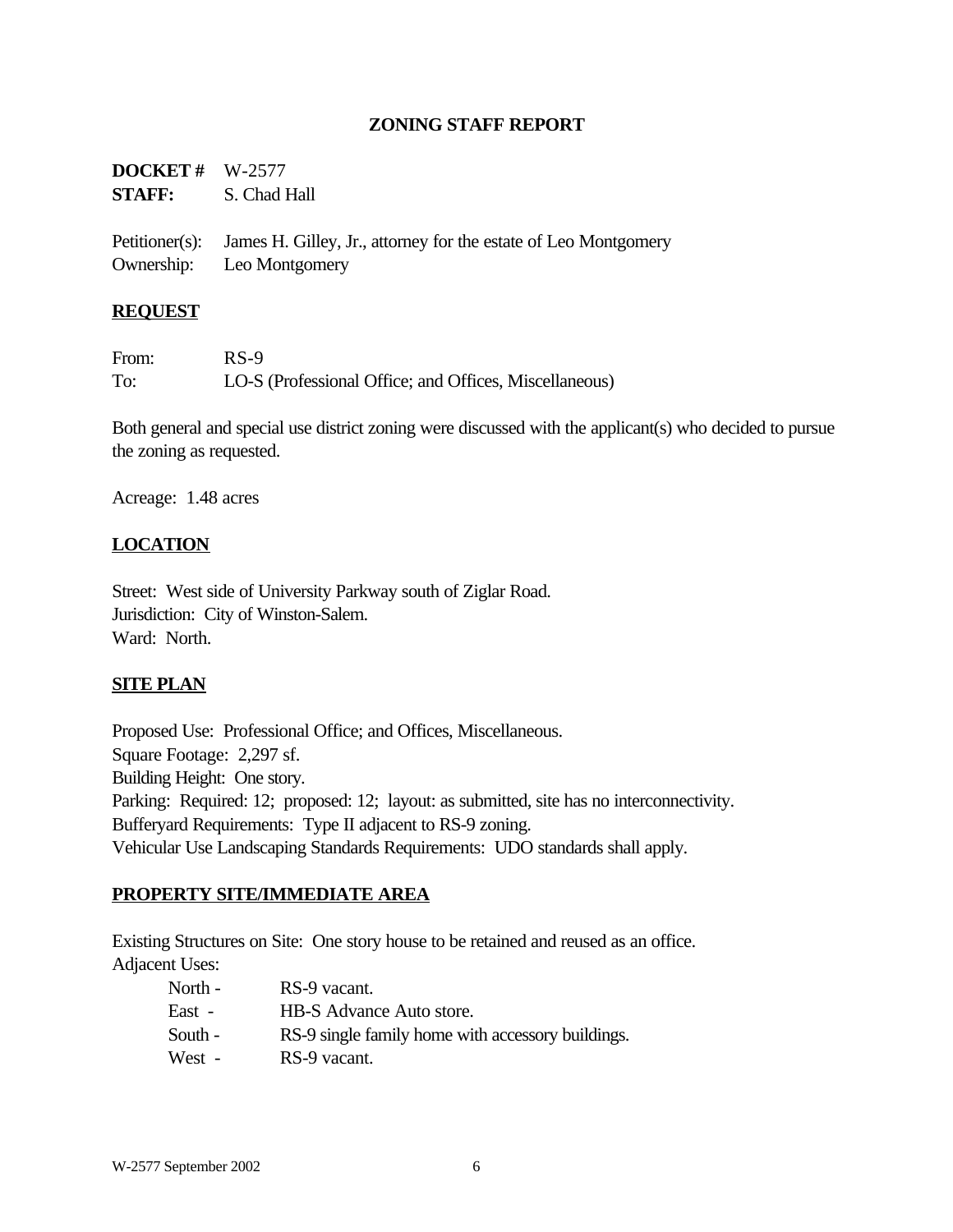# ZONING STAFF REPORT

**DOCKET #** W-2577
**STAFF:** S. Chad Hall

Petitioner(s): James H. Gilley, Jr., attorney for the estate of Leo Montgomery
Ownership: Leo Montgomery

## REQUEST

From: RS-9
To: LO-S (Professional Office; and Offices, Miscellaneous)

Both general and special use district zoning were discussed with the applicant(s) who decided to pursue the zoning as requested.

Acreage: 1.48 acres

## LOCATION

Street: West side of University Parkway south of Ziglar Road.
Jurisdiction: City of Winston-Salem.
Ward: North.

## SITE PLAN

Proposed Use: Professional Office; and Offices, Miscellaneous.
Square Footage: 2,297 sf.
Building Height: One story.
Parking: Required: 12; proposed: 12; layout: as submitted, site has no interconnectivity.
Bufferyard Requirements: Type II adjacent to RS-9 zoning.
Vehicular Use Landscaping Standards Requirements: UDO standards shall apply.

## PROPERTY SITE/IMMEDIATE AREA

Existing Structures on Site: One story house to be retained and reused as an office.
Adjacent Uses:

- North - RS-9 vacant.
- East - HB-S Advance Auto store.
- South - RS-9 single family home with accessory buildings.
- West - RS-9 vacant.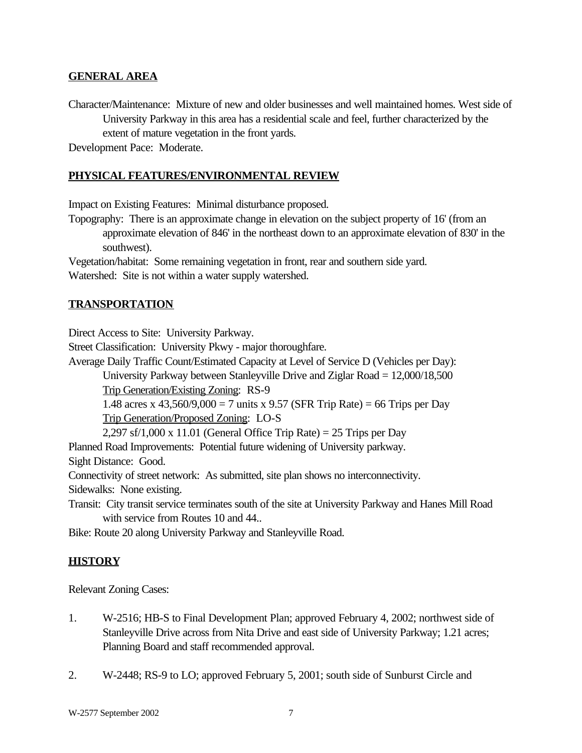## GENERAL AREA

Character/Maintenance: Mixture of new and older businesses and well maintained homes. West side of University Parkway in this area has a residential scale and feel, further characterized by the extent of mature vegetation in the front yards.

Development Pace: Moderate.

## PHYSICAL FEATURES/ENVIRONMENTAL REVIEW

Impact on Existing Features: Minimal disturbance proposed.

Topography: There is an approximate change in elevation on the subject property of 16' (from an approximate elevation of 846' in the northeast down to an approximate elevation of 830' in the southwest).

Vegetation/habitat: Some remaining vegetation in front, rear and southern side yard.

Watershed: Site is not within a water supply watershed.

## TRANSPORTATION

Direct Access to Site: University Parkway.

Street Classification: University Pkwy - major thoroughfare.

Average Daily Traffic Count/Estimated Capacity at Level of Service D (Vehicles per Day):

University Parkway between Stanleyville Drive and Ziglar Road = 12,000/18,500

Trip Generation/Existing Zoning: RS-9

1.48 acres x 43,560/9,000 = 7 units x 9.57 (SFR Trip Rate) = 66 Trips per Day

Trip Generation/Proposed Zoning: LO-S

2,297 sf/1,000 x 11.01 (General Office Trip Rate) = 25 Trips per Day

Planned Road Improvements: Potential future widening of University parkway.

Sight Distance: Good.

Connectivity of street network: As submitted, site plan shows no interconnectivity.

Sidewalks: None existing.

Transit: City transit service terminates south of the site at University Parkway and Hanes Mill Road with service from Routes 10 and 44..

Bike: Route 20 along University Parkway and Stanleyville Road.

## HISTORY

Relevant Zoning Cases:

1. W-2516; HB-S to Final Development Plan; approved February 4, 2002; northwest side of Stanleyville Drive across from Nita Drive and east side of University Parkway; 1.21 acres; Planning Board and staff recommended approval.

2. W-2448; RS-9 to LO; approved February 5, 2001; south side of Sunburst Circle and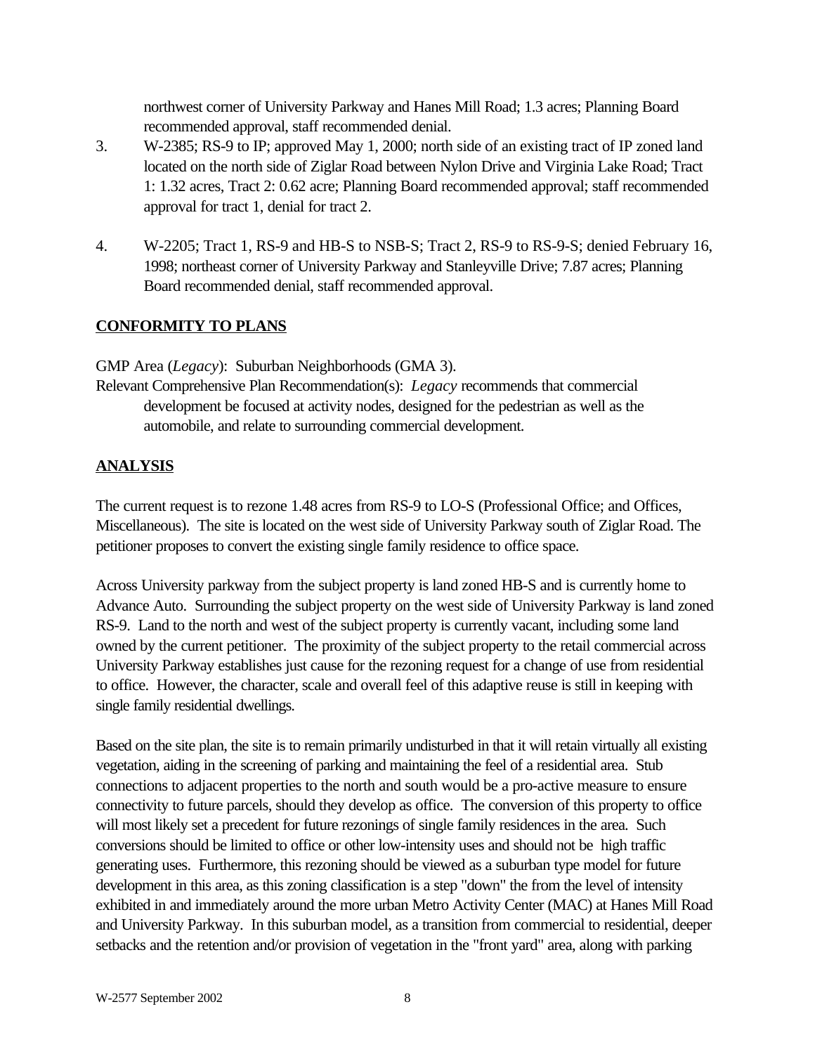northwest corner of University Parkway and Hanes Mill Road; 1.3 acres; Planning Board recommended approval, staff recommended denial.

3. W-2385; RS-9 to IP; approved May 1, 2000; north side of an existing tract of IP zoned land located on the north side of Ziglar Road between Nylon Drive and Virginia Lake Road; Tract 1: 1.32 acres, Tract 2: 0.62 acre; Planning Board recommended approval; staff recommended approval for tract 1, denial for tract 2.

4. W-2205; Tract 1, RS-9 and HB-S to NSB-S; Tract 2, RS-9 to RS-9-S; denied February 16, 1998; northeast corner of University Parkway and Stanleyville Drive; 7.87 acres; Planning Board recommended denial, staff recommended approval.

**CONFORMITY TO PLANS**

GMP Area (*Legacy*): Suburban Neighborhoods (GMA 3).

Relevant Comprehensive Plan Recommendation(s): *Legacy* recommends that commercial development be focused at activity nodes, designed for the pedestrian as well as the automobile, and relate to surrounding commercial development.

**ANALYSIS**

The current request is to rezone 1.48 acres from RS-9 to LO-S (Professional Office; and Offices, Miscellaneous). The site is located on the west side of University Parkway south of Ziglar Road. The petitioner proposes to convert the existing single family residence to office space.

Across University parkway from the subject property is land zoned HB-S and is currently home to Advance Auto. Surrounding the subject property on the west side of University Parkway is land zoned RS-9. Land to the north and west of the subject property is currently vacant, including some land owned by the current petitioner. The proximity of the subject property to the retail commercial across University Parkway establishes just cause for the rezoning request for a change of use from residential to office. However, the character, scale and overall feel of this adaptive reuse is still in keeping with single family residential dwellings.

Based on the site plan, the site is to remain primarily undisturbed in that it will retain virtually all existing vegetation, aiding in the screening of parking and maintaining the feel of a residential area. Stub connections to adjacent properties to the north and south would be a pro-active measure to ensure connectivity to future parcels, should they develop as office. The conversion of this property to office will most likely set a precedent for future rezonings of single family residences in the area. Such conversions should be limited to office or other low-intensity uses and should not be high traffic generating uses. Furthermore, this rezoning should be viewed as a suburban type model for future development in this area, as this zoning classification is a step "down" the from the level of intensity exhibited in and immediately around the more urban Metro Activity Center (MAC) at Hanes Mill Road and University Parkway. In this suburban model, as a transition from commercial to residential, deeper setbacks and the retention and/or provision of vegetation in the "front yard" area, along with parking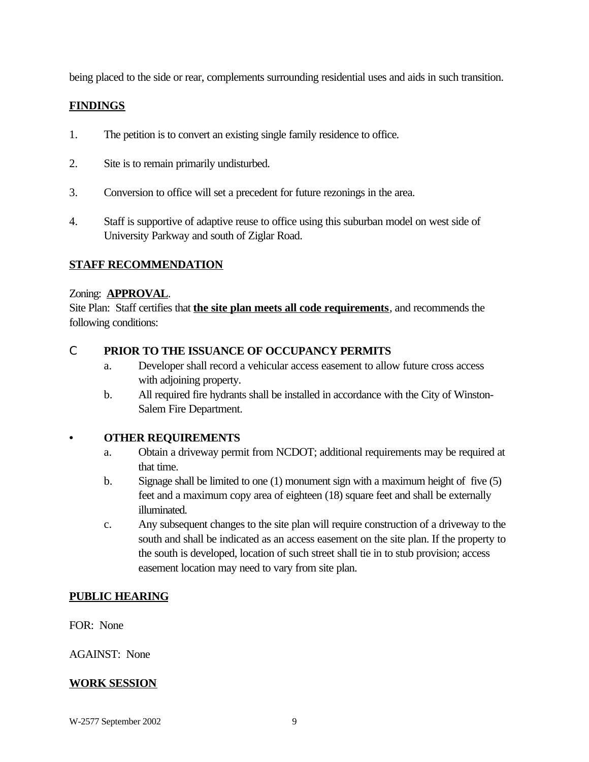being placed to the side or rear, complements surrounding residential uses and aids in such transition.

## FINDINGS

1. The petition is to convert an existing single family residence to office.

2. Site is to remain primarily undisturbed.

3. Conversion to office will set a precedent for future rezonings in the area.

4. Staff is supportive of adaptive reuse to office using this suburban model on west side of University Parkway and south of Ziglar Road.

## STAFF RECOMMENDATION

Zoning: **APPROVAL**.
Site Plan: Staff certifies that **the site plan meets all code requirements**, and recommends the following conditions:

- **PRIOR TO THE ISSUANCE OF OCCUPANCY PERMITS**
  a. Developer shall record a vehicular access easement to allow future cross access with adjoining property.
  b. All required fire hydrants shall be installed in accordance with the City of Winston-Salem Fire Department.

- **OTHER REQUIREMENTS**
  a. Obtain a driveway permit from NCDOT; additional requirements may be required at that time.
  b. Signage shall be limited to one (1) monument sign with a maximum height of five (5) feet and a maximum copy area of eighteen (18) square feet and shall be externally illuminated.
  c. Any subsequent changes to the site plan will require construction of a driveway to the south and shall be indicated as an access easement on the site plan. If the property to the south is developed, location of such street shall tie in to stub provision; access easement location may need to vary from site plan.

## PUBLIC HEARING

FOR: None

AGAINST: None

## WORK SESSION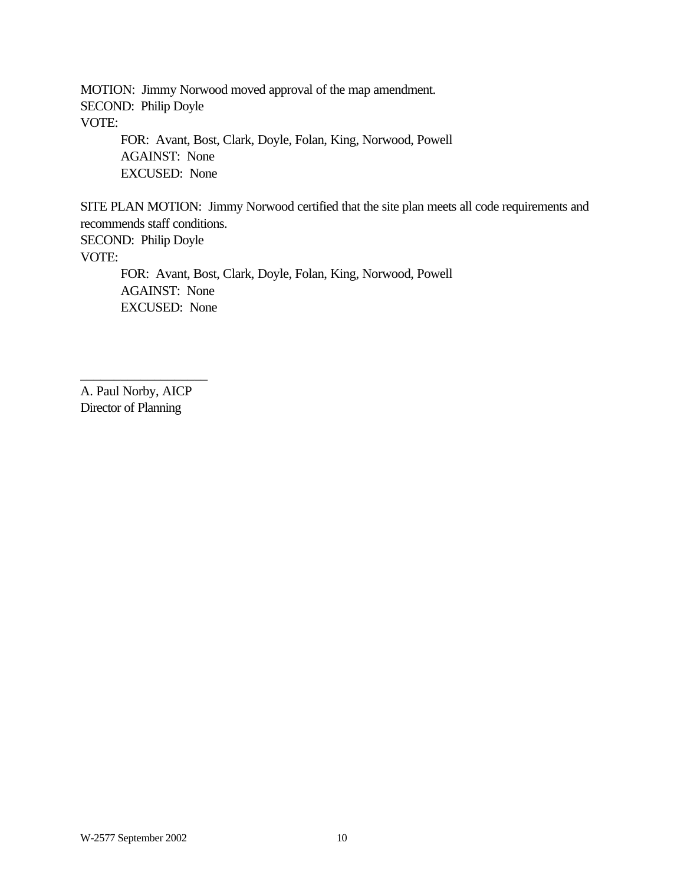MOTION: Jimmy Norwood moved approval of the map amendment.
SECOND: Philip Doyle
VOTE:

FOR: Avant, Bost, Clark, Doyle, Folan, King, Norwood, Powell
AGAINST: None
EXCUSED: None

SITE PLAN MOTION: Jimmy Norwood certified that the site plan meets all code requirements and recommends staff conditions.
SECOND: Philip Doyle
VOTE:

FOR: Avant, Bost, Clark, Doyle, Folan, King, Norwood, Powell
AGAINST: None
EXCUSED: None

___________________
A. Paul Norby, AICP
Director of Planning